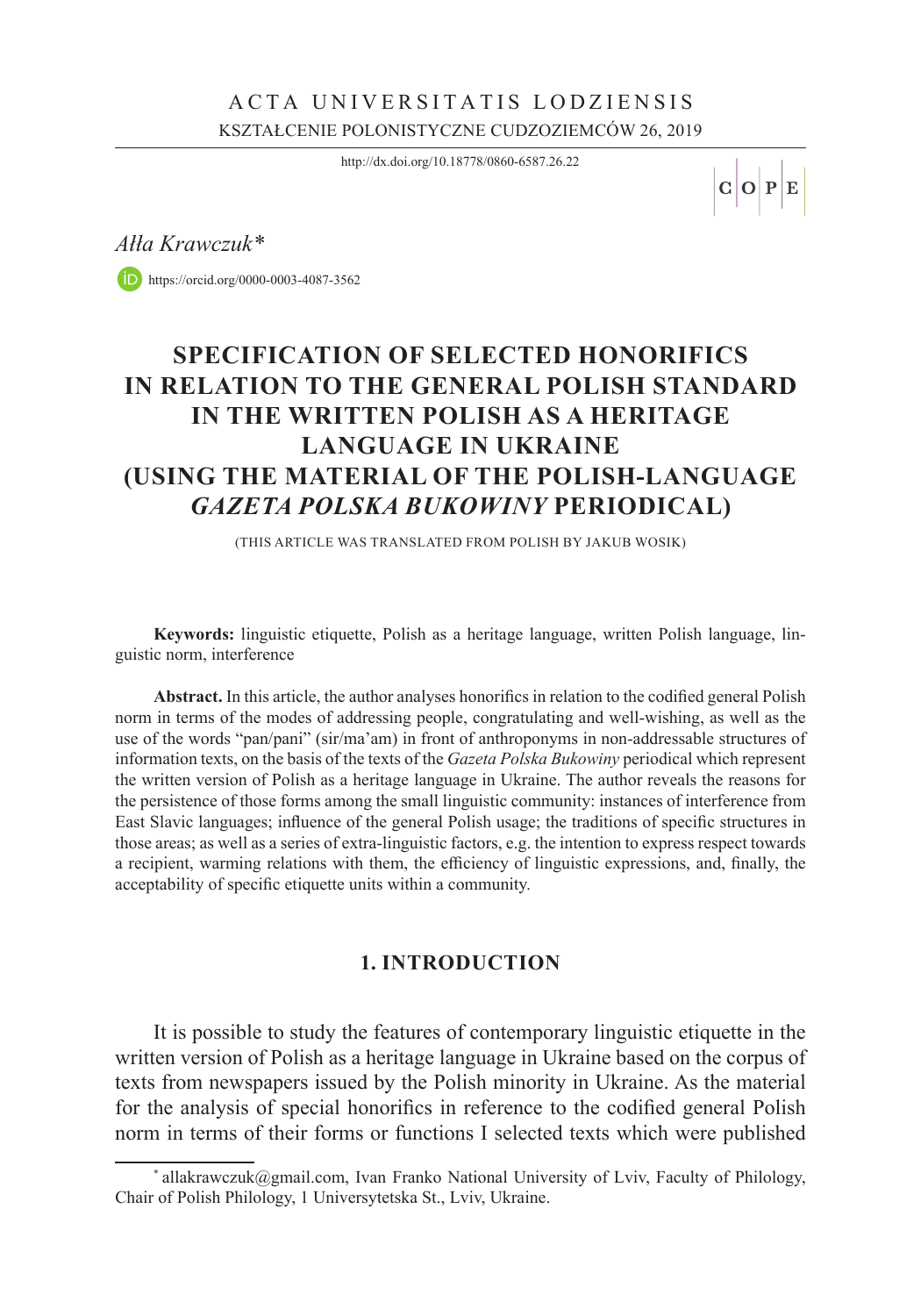ACTA UNIVERSITATIS LODZIENSIS

KSZTAŁCENIE POLONISTYCZNE CUDZOZIEMCÓW 26, 2019

http://dx.doi.org/10.18778/0860-6587.26.22

*Ałła Krawczuk**

https://orcid.org/0000-0003-4087-3562

# SPECIFICATION OF SELECTED HONORIFICS IN RELATION TO THE GENERAL POLISH STANDARD IN THE WRITTEN POLISH AS A HERITAGE LANGUAGE IN UKRAINE (USING THE MATERIAL OF THE POLISH-LANGUAGE *GAZETA POLSKA BUKOWINY* PERIODICAL)

(THIS ARTICLE WAS TRANSLATED FROM POLISH BY JAKUB WOSIK)

**Keywords:** linguistic etiquette, Polish as a heritage language, written Polish language, linguistic norm, interference

**Abstract.** In this article, the author analyses honorifics in relation to the codified general Polish norm in terms of the modes of addressing people, congratulating and well-wishing, as well as the use of the words "pan/pani" (sir/ma'am) in front of anthroponyms in non-addressable structures of information texts, on the basis of the texts of the *Gazeta Polska Bukowiny* periodical which represent the written version of Polish as a heritage language in Ukraine. The author reveals the reasons for the persistence of those forms among the small linguistic community: instances of interference from East Slavic languages; influence of the general Polish usage; the traditions of specific structures in those areas; as well as a series of extra-linguistic factors, e.g. the intention to express respect towards a recipient, warming relations with them, the efficiency of linguistic expressions, and, finally, the acceptability of specific etiquette units within a community.

## 1. INTRODUCTION

It is possible to study the features of contemporary linguistic etiquette in the written version of Polish as a heritage language in Ukraine based on the corpus of texts from newspapers issued by the Polish minority in Ukraine. As the material for the analysis of special honorifics in reference to the codified general Polish norm in terms of their forms or functions I selected texts which were published

---

* allakrawczuk@gmail.com, Ivan Franko National University of Lviv, Faculty of Philology, Chair of Polish Philology, 1 Universytetska St., Lviv, Ukraine.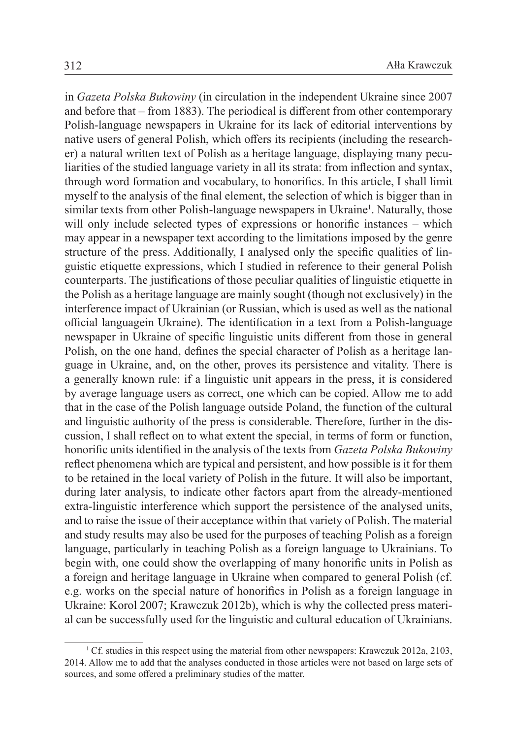in *Gazeta Polska Bukowiny* (in circulation in the independent Ukraine since 2007 and before that – from 1883). The periodical is different from other contemporary Polish-language newspapers in Ukraine for its lack of editorial interventions by native users of general Polish, which offers its recipients (including the researcher) a natural written text of Polish as a heritage language, displaying many peculiarities of the studied language variety in all its strata: from inflection and syntax, through word formation and vocabulary, to honorifics. In this article, I shall limit myself to the analysis of the final element, the selection of which is bigger than in similar texts from other Polish-language newspapers in Ukraine[1]. Naturally, those will only include selected types of expressions or honorific instances – which may appear in a newspaper text according to the limitations imposed by the genre structure of the press. Additionally, I analysed only the specific qualities of linguistic etiquette expressions, which I studied in reference to their general Polish counterparts. The justifications of those peculiar qualities of linguistic etiquette in the Polish as a heritage language are mainly sought (though not exclusively) in the interference impact of Ukrainian (or Russian, which is used as well as the national official languagein Ukraine). The identification in a text from a Polish-language newspaper in Ukraine of specific linguistic units different from those in general Polish, on the one hand, defines the special character of Polish as a heritage language in Ukraine, and, on the other, proves its persistence and vitality. There is a generally known rule: if a linguistic unit appears in the press, it is considered by average language users as correct, one which can be copied. Allow me to add that in the case of the Polish language outside Poland, the function of the cultural and linguistic authority of the press is considerable. Therefore, further in the discussion, I shall reflect on to what extent the special, in terms of form or function, honorific units identified in the analysis of the texts from *Gazeta Polska Bukowiny* reflect phenomena which are typical and persistent, and how possible is it for them to be retained in the local variety of Polish in the future. It will also be important, during later analysis, to indicate other factors apart from the already-mentioned extra-linguistic interference which support the persistence of the analysed units, and to raise the issue of their acceptance within that variety of Polish. The material and study results may also be used for the purposes of teaching Polish as a foreign language, particularly in teaching Polish as a foreign language to Ukrainians. To begin with, one could show the overlapping of many honorific units in Polish as a foreign and heritage language in Ukraine when compared to general Polish (cf. e.g. works on the special nature of honorifics in Polish as a foreign language in Ukraine: Korol 2007; Krawczuk 2012b), which is why the collected press material can be successfully used for the linguistic and cultural education of Ukrainians.

[1] Cf. studies in this respect using the material from other newspapers: Krawczuk 2012a, 2103, 2014. Allow me to add that the analyses conducted in those articles were not based on large sets of sources, and some offered a preliminary studies of the matter.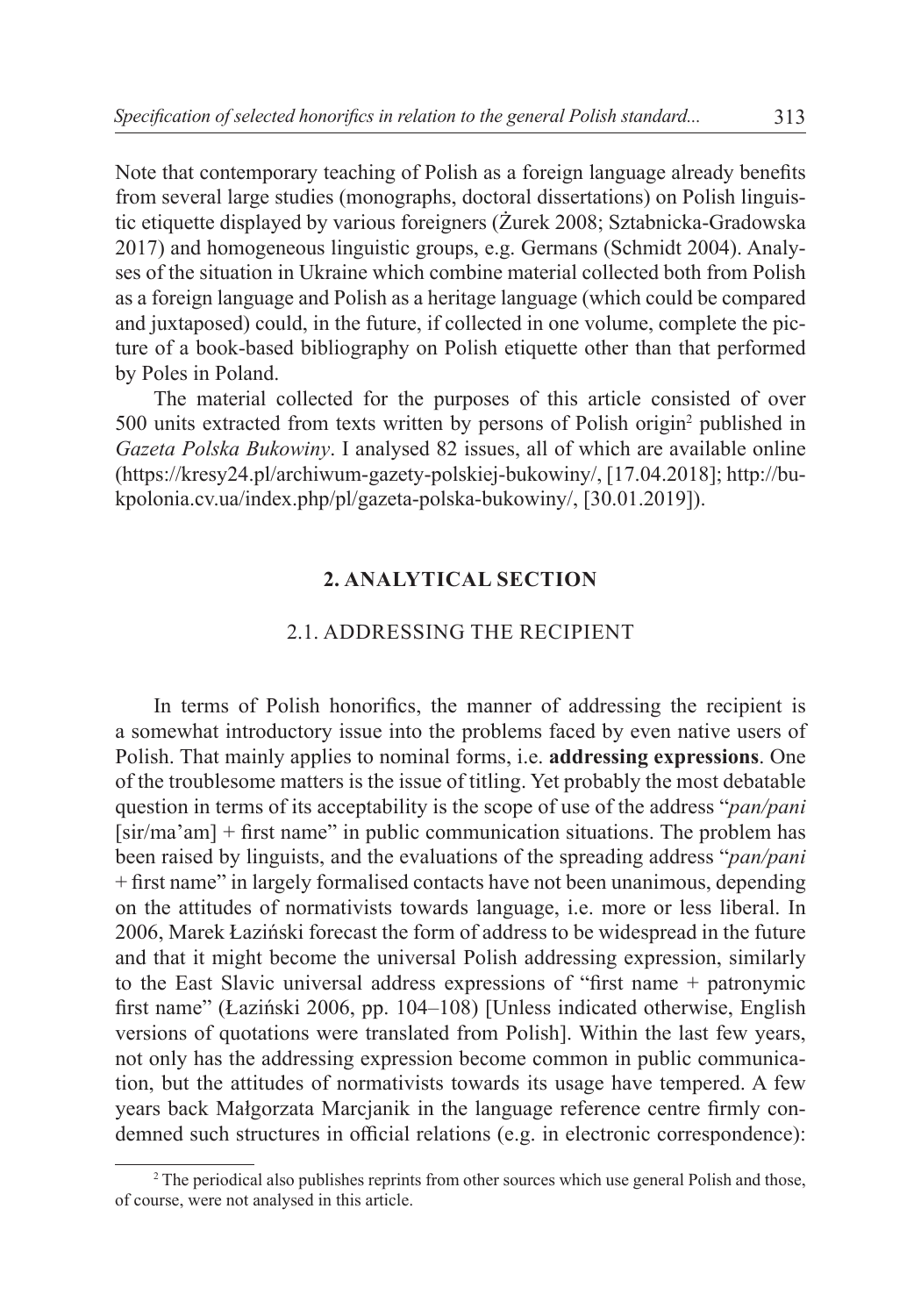Note that contemporary teaching of Polish as a foreign language already benefits from several large studies (monographs, doctoral dissertations) on Polish linguistic etiquette displayed by various foreigners (Żurek 2008; Sztabnicka-Gradowska 2017) and homogeneous linguistic groups, e.g. Germans (Schmidt 2004). Analyses of the situation in Ukraine which combine material collected both from Polish as a foreign language and Polish as a heritage language (which could be compared and juxtaposed) could, in the future, if collected in one volume, complete the picture of a book-based bibliography on Polish etiquette other than that performed by Poles in Poland.

The material collected for the purposes of this article consisted of over 500 units extracted from texts written by persons of Polish origin[2] published in *Gazeta Polska Bukowiny*. I analysed 82 issues, all of which are available online (https://kresy24.pl/archiwum-gazety-polskiej-bukowiny/, [17.04.2018]; http://bukpolonia.cv.ua/index.php/pl/gazeta-polska-bukowiny/, [30.01.2019]).

## 2. ANALYTICAL SECTION

### 2.1. ADDRESSING THE RECIPIENT

In terms of Polish honorifics, the manner of addressing the recipient is a somewhat introductory issue into the problems faced by even native users of Polish. That mainly applies to nominal forms, i.e. **addressing expressions**. One of the troublesome matters is the issue of titling. Yet probably the most debatable question in terms of its acceptability is the scope of use of the address "*pan/pani* [sir/ma'am] + first name" in public communication situations. The problem has been raised by linguists, and the evaluations of the spreading address "*pan/pani* + first name" in largely formalised contacts have not been unanimous, depending on the attitudes of normativists towards language, i.e. more or less liberal. In 2006, Marek Łaziński forecast the form of address to be widespread in the future and that it might become the universal Polish addressing expression, similarly to the East Slavic universal address expressions of "first name + patronymic first name" (Łaziński 2006, pp. 104–108) [Unless indicated otherwise, English versions of quotations were translated from Polish]. Within the last few years, not only has the addressing expression become common in public communication, but the attitudes of normativists towards its usage have tempered. A few years back Małgorzata Marcjanik in the language reference centre firmly condemned such structures in official relations (e.g. in electronic correspondence):

[2] The periodical also publishes reprints from other sources which use general Polish and those, of course, were not analysed in this article.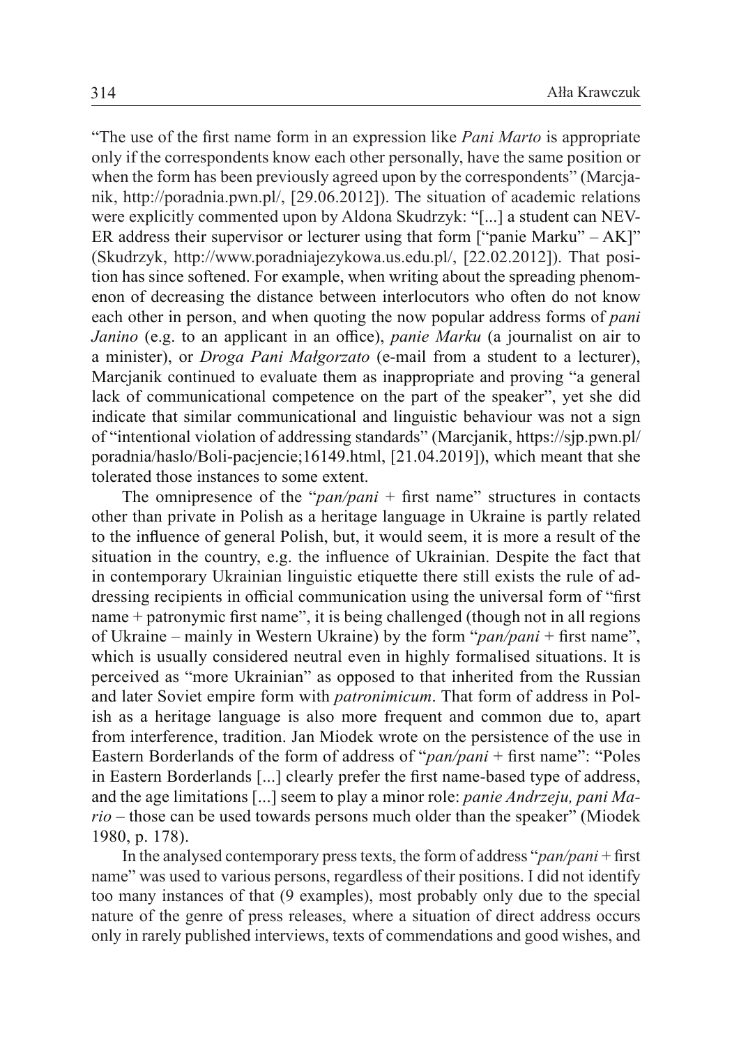"The use of the first name form in an expression like *Pani Marto* is appropriate only if the correspondents know each other personally, have the same position or when the form has been previously agreed upon by the correspondents" (Marcjanik, http://poradnia.pwn.pl/, [29.06.2012]). The situation of academic relations were explicitly commented upon by Aldona Skudrzyk: "[...] a student can NEVER address their supervisor or lecturer using that form ["panie Marku" – AK]" (Skudrzyk, http://www.poradniajezykowa.us.edu.pl/, [22.02.2012]). That position has since softened. For example, when writing about the spreading phenomenon of decreasing the distance between interlocutors who often do not know each other in person, and when quoting the now popular address forms of *pani Janino* (e.g. to an applicant in an office), *panie Marku* (a journalist on air to a minister), or *Droga Pani Małgorzato* (e-mail from a student to a lecturer), Marcjanik continued to evaluate them as inappropriate and proving "a general lack of communicational competence on the part of the speaker", yet she did indicate that similar communicational and linguistic behaviour was not a sign of "intentional violation of addressing standards" (Marcjanik, https://sjp.pwn.pl/poradnia/haslo/Boli-pacjencie;16149.html, [21.04.2019]), which meant that she tolerated those instances to some extent.

The omnipresence of the "*pan/pani* + first name" structures in contacts other than private in Polish as a heritage language in Ukraine is partly related to the influence of general Polish, but, it would seem, it is more a result of the situation in the country, e.g. the influence of Ukrainian. Despite the fact that in contemporary Ukrainian linguistic etiquette there still exists the rule of addressing recipients in official communication using the universal form of "first name + patronymic first name", it is being challenged (though not in all regions of Ukraine – mainly in Western Ukraine) by the form "*pan/pani* + first name", which is usually considered neutral even in highly formalised situations. It is perceived as "more Ukrainian" as opposed to that inherited from the Russian and later Soviet empire form with *patronimicum*. That form of address in Polish as a heritage language is also more frequent and common due to, apart from interference, tradition. Jan Miodek wrote on the persistence of the use in Eastern Borderlands of the form of address of "*pan/pani* + first name": "Poles in Eastern Borderlands [...] clearly prefer the first name-based type of address, and the age limitations [...] seem to play a minor role: *panie Andrzeju, pani Mario* – those can be used towards persons much older than the speaker" (Miodek 1980, p. 178).

In the analysed contemporary press texts, the form of address "*pan/pani* + first name" was used to various persons, regardless of their positions. I did not identify too many instances of that (9 examples), most probably only due to the special nature of the genre of press releases, where a situation of direct address occurs only in rarely published interviews, texts of commendations and good wishes, and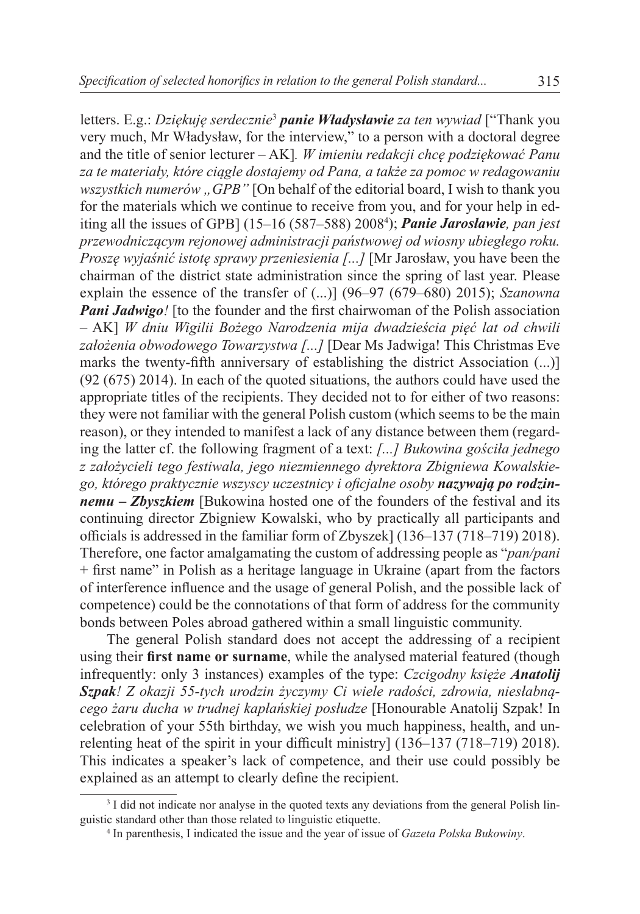letters. E.g.: *Dziękuję serdecznie*[3] ***panie Władysławie*** *za ten wywiad* ["Thank you very much, Mr Władysław, for the interview," to a person with a doctoral degree and the title of senior lecturer – AK]. *W imieniu redakcji chcę podziękować Panu za te materiały, które ciągle dostajemy od Pana, a także za pomoc w redagowaniu wszystkich numerów „GPB"* [On behalf of the editorial board, I wish to thank you for the materials which we continue to receive from you, and for your help in editing all the issues of GPB] (15–16 (587–588) 2008[4]); ***Panie Jarosławie****, pan jest przewodniczącym rejonowej administracji państwowej od wiosny ubiegłego roku. Proszę wyjaśnić istotę sprawy przeniesienia [...]* [Mr Jarosław, you have been the chairman of the district state administration since the spring of last year. Please explain the essence of the transfer of (...)] (96–97 (679–680) 2015); *Szanowna* ***Pani Jadwigo****!* [to the founder and the first chairwoman of the Polish association – AK] *W dniu Wigilii Bożego Narodzenia mija dwadzieścia pięć lat od chwili założenia obwodowego Towarzystwa [...]* [Dear Ms Jadwiga! This Christmas Eve marks the twenty-fifth anniversary of establishing the district Association (...)] (92 (675) 2014). In each of the quoted situations, the authors could have used the appropriate titles of the recipients. They decided not to for either of two reasons: they were not familiar with the general Polish custom (which seems to be the main reason), or they intended to manifest a lack of any distance between them (regarding the latter cf. the following fragment of a text: *[...] Bukowina gościła jednego z założycieli tego festiwala, jego niezmiennego dyrektora Zbigniewa Kowalskiego, którego praktycznie wszyscy uczestnicy i oficjalne osoby* ***nazywają po rodzinnemu – Zbyszkiem*** [Bukowina hosted one of the founders of the festival and its continuing director Zbigniew Kowalski, who by practically all participants and officials is addressed in the familiar form of Zbyszek] (136–137 (718–719) 2018). Therefore, one factor amalgamating the custom of addressing people as "*pan/pani* + first name" in Polish as a heritage language in Ukraine (apart from the factors of interference influence and the usage of general Polish, and the possible lack of competence) could be the connotations of that form of address for the community bonds between Poles abroad gathered within a small linguistic community.

The general Polish standard does not accept the addressing of a recipient using their **first name or surname**, while the analysed material featured (though infrequently: only 3 instances) examples of the type: *Czcigodny księże* ***Anatolij Szpak****! Z okazji 55-tych urodzin życzymy Ci wiele radości, zdrowia, niesłabnącego żaru ducha w trudnej kapłańskiej posłudze* [Honourable Anatolij Szpak! In celebration of your 55th birthday, we wish you much happiness, health, and unrelenting heat of the spirit in your difficult ministry] (136–137 (718–719) 2018). This indicates a speaker's lack of competence, and their use could possibly be explained as an attempt to clearly define the recipient.

[3] I did not indicate nor analyse in the quoted texts any deviations from the general Polish linguistic standard other than those related to linguistic etiquette.

[4] In parenthesis, I indicated the issue and the year of issue of *Gazeta Polska Bukowiny*.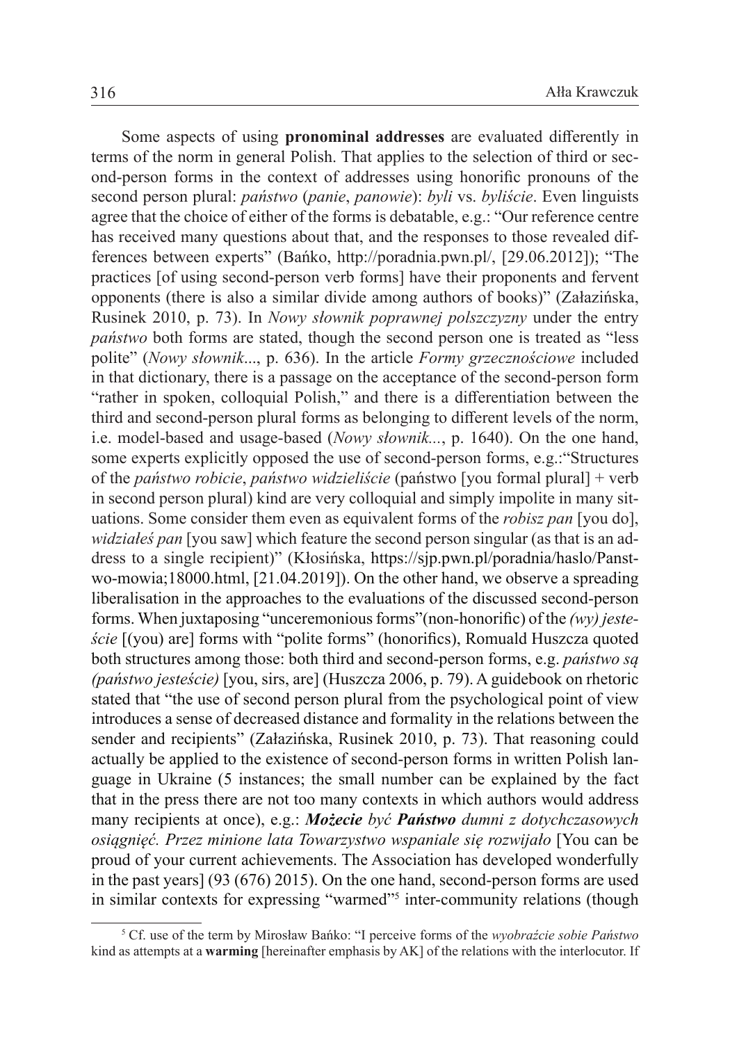Some aspects of using **pronominal addresses** are evaluated differently in terms of the norm in general Polish. That applies to the selection of third or second-person forms in the context of addresses using honorific pronouns of the second person plural: *państwo* (*panie*, *panowie*): *byli* vs. *byliście*. Even linguists agree that the choice of either of the forms is debatable, e.g.: "Our reference centre has received many questions about that, and the responses to those revealed differences between experts" (Bańko, http://poradnia.pwn.pl/, [29.06.2012]); "The practices [of using second-person verb forms] have their proponents and fervent opponents (there is also a similar divide among authors of books)" (Załazińska, Rusinek 2010, p. 73). In *Nowy słownik poprawnej polszczyzny* under the entry *państwo* both forms are stated, though the second person one is treated as "less polite" (*Nowy słownik...*, p. 636). In the article *Formy grzecznościowe* included in that dictionary, there is a passage on the acceptance of the second-person form "rather in spoken, colloquial Polish," and there is a differentiation between the third and second-person plural forms as belonging to different levels of the norm, i.e. model-based and usage-based (*Nowy słownik...*, p. 1640). On the one hand, some experts explicitly opposed the use of second-person forms, e.g.:"Structures of the *państwo robicie*, *państwo widzieliście* (państwo [you formal plural] + verb in second person plural) kind are very colloquial and simply impolite in many situations. Some consider them even as equivalent forms of the *robisz pan* [you do], *widziałeś pan* [you saw] which feature the second person singular (as that is an address to a single recipient)" (Kłosińska, https://sjp.pwn.pl/poradnia/haslo/Panstwo-mowia;18000.html, [21.04.2019]). On the other hand, we observe a spreading liberalisation in the approaches to the evaluations of the discussed second-person forms. When juxtaposing "unceremonious forms"(non-honorific) of the *(wy) jesteście* [(you) are] forms with "polite forms" (honorifics), Romuald Huszcza quoted both structures among those: both third and second-person forms, e.g. *państwo są (państwo jesteście)* [you, sirs, are] (Huszcza 2006, p. 79). A guidebook on rhetoric stated that "the use of second person plural from the psychological point of view introduces a sense of decreased distance and formality in the relations between the sender and recipients" (Załazińska, Rusinek 2010, p. 73). That reasoning could actually be applied to the existence of second-person forms in written Polish language in Ukraine (5 instances; the small number can be explained by the fact that in the press there are not too many contexts in which authors would address many recipients at once), e.g.: ***Możecie*** *być* ***Państwo*** *dumni z dotychczasowych osiągnięć. Przez minione lata Towarzystwo wspaniale się rozwijało* [You can be proud of your current achievements. The Association has developed wonderfully in the past years] (93 (676) 2015). On the one hand, second-person forms are used in similar contexts for expressing "warmed"[5] inter-community relations (though

[5] Cf. use of the term by Mirosław Bańko: "I perceive forms of the *wyobraźcie sobie Państwo* kind as attempts at a **warming** [hereinafter emphasis by AK] of the relations with the interlocutor. If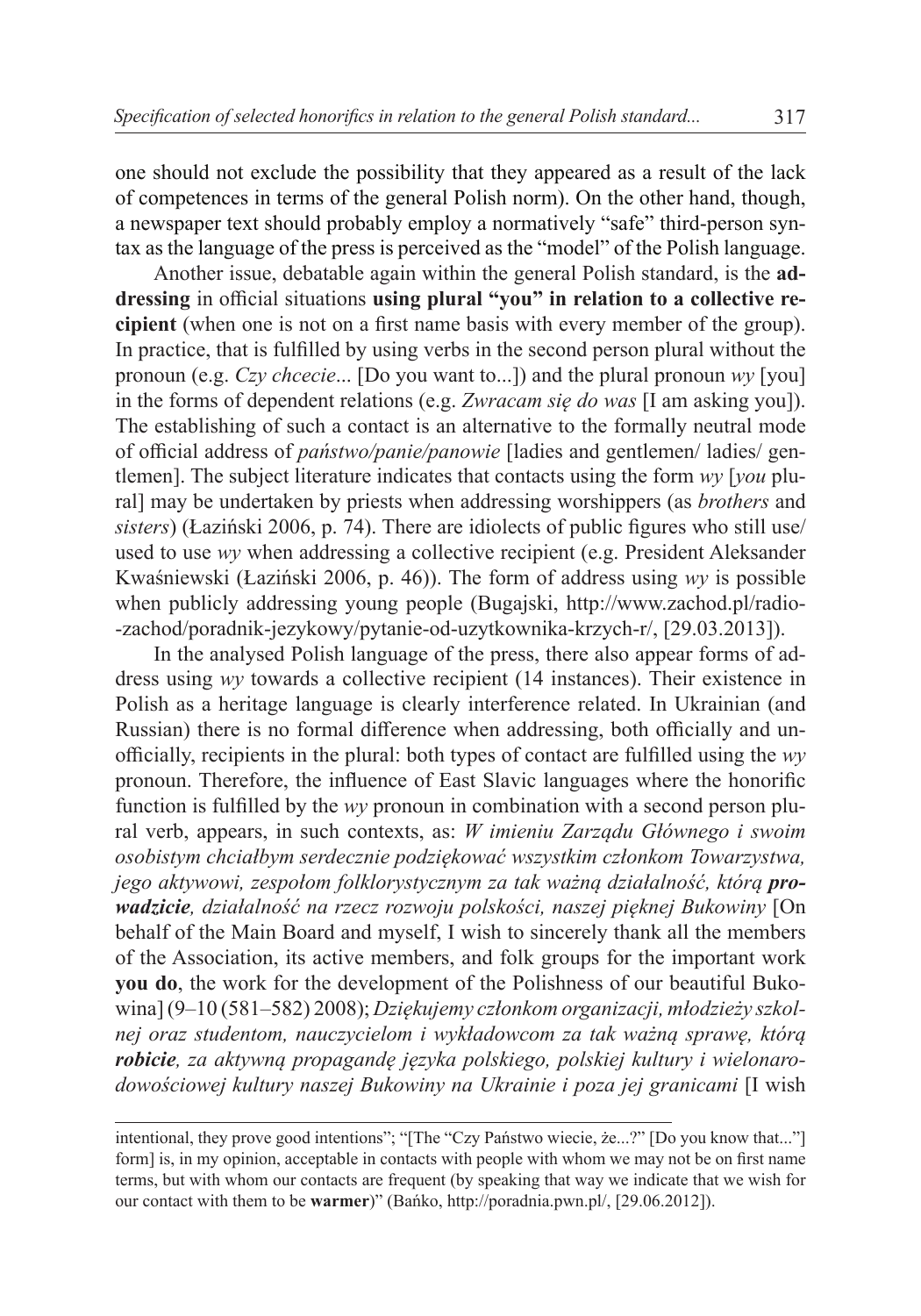one should not exclude the possibility that they appeared as a result of the lack of competences in terms of the general Polish norm). On the other hand, though, a newspaper text should probably employ a normatively "safe" third-person syntax as the language of the press is perceived as the "model" of the Polish language.

Another issue, debatable again within the general Polish standard, is the **addressing** in official situations **using plural "you" in relation to a collective recipient** (when one is not on a first name basis with every member of the group). In practice, that is fulfilled by using verbs in the second person plural without the pronoun (e.g. *Czy chcecie*... [Do you want to...]) and the plural pronoun *wy* [you] in the forms of dependent relations (e.g. *Zwracam się do was* [I am asking you]). The establishing of such a contact is an alternative to the formally neutral mode of official address of *państwo/panie/panowie* [ladies and gentlemen/ ladies/ gentlemen]. The subject literature indicates that contacts using the form *wy* [*you* plural] may be undertaken by priests when addressing worshippers (as *brothers* and *sisters*) (Łaziński 2006, p. 74). There are idiolects of public figures who still use/used to use *wy* when addressing a collective recipient (e.g. President Aleksander Kwaśniewski (Łaziński 2006, p. 46)). The form of address using *wy* is possible when publicly addressing young people (Bugajski, http://www.zachod.pl/radio--zachod/poradnik-jezykowy/pytanie-od-uzytkownika-krzych-r/, [29.03.2013]).

In the analysed Polish language of the press, there also appear forms of address using *wy* towards a collective recipient (14 instances). Their existence in Polish as a heritage language is clearly interference related. In Ukrainian (and Russian) there is no formal difference when addressing, both officially and unofficially, recipients in the plural: both types of contact are fulfilled using the *wy* pronoun. Therefore, the influence of East Slavic languages where the honorific function is fulfilled by the *wy* pronoun in combination with a second person plural verb, appears, in such contexts, as: *W imieniu Zarządu Głównego i swoim osobistym chciałbym serdecznie podziękować wszystkim członkom Towarzystwa, jego aktywowi, zespołom folklorystycznym za tak ważną działalność, którą **prowadzicie**, działalność na rzecz rozwoju polskości, naszej pięknej Bukowiny* [On behalf of the Main Board and myself, I wish to sincerely thank all the members of the Association, its active members, and folk groups for the important work **you do**, the work for the development of the Polishness of our beautiful Bukowina] (9–10 (581–582) 2008); *Dziękujemy członkom organizacji, młodzieży szkolnej oraz studentom, nauczycielom i wykładowcom za tak ważną sprawę, którą **robicie**, za aktywną propagandę języka polskiego, polskiej kultury i wielonarodowościowej kultury naszej Bukowiny na Ukrainie i poza jej granicami* [I wish

intentional, they prove good intentions"; "[The "Czy Państwo wiecie, że...?" [Do you know that..."] form] is, in my opinion, acceptable in contacts with people with whom we may not be on first name terms, but with whom our contacts are frequent (by speaking that way we indicate that we wish for our contact with them to be **warmer**)" (Bańko, http://poradnia.pwn.pl/, [29.06.2012]).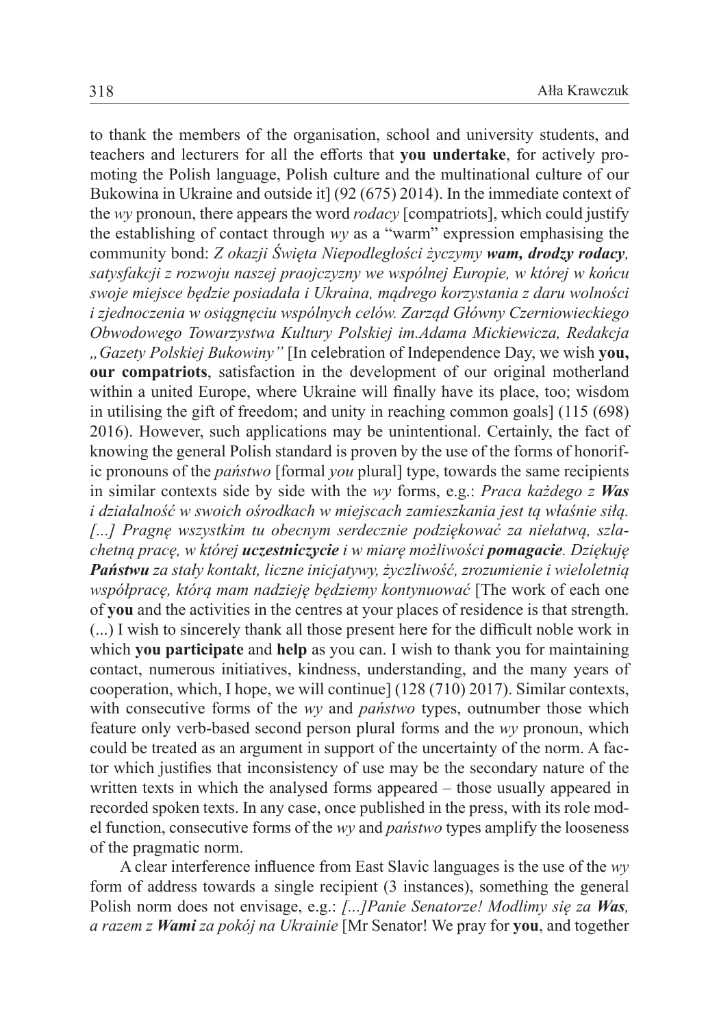to thank the members of the organisation, school and university students, and teachers and lecturers for all the efforts that **you undertake**, for actively promoting the Polish language, Polish culture and the multinational culture of our Bukowina in Ukraine and outside it] (92 (675) 2014). In the immediate context of the *wy* pronoun, there appears the word *rodacy* [compatriots], which could justify the establishing of contact through *wy* as a "warm" expression emphasising the community bond: *Z okazji Święta Niepodległości życzymy* ***wam, drodzy rodacy****, satysfakcji z rozwoju naszej praojczyzny we wspólnej Europie, w której w końcu swoje miejsce będzie posiadała i Ukraina, mądrego korzystania z daru wolności i zjednoczenia w osiągnęciu wspólnych celów. Zarząd Główny Czerniowieckiego Obwodowego Towarzystwa Kultury Polskiej im.Adama Mickiewicza, Redakcja „Gazety Polskiej Bukowiny"* [In celebration of Independence Day, we wish **you, our compatriots**, satisfaction in the development of our original motherland within a united Europe, where Ukraine will finally have its place, too; wisdom in utilising the gift of freedom; and unity in reaching common goals] (115 (698) 2016). However, such applications may be unintentional. Certainly, the fact of knowing the general Polish standard is proven by the use of the forms of honorific pronouns of the *państwo* [formal *you* plural] type, towards the same recipients in similar contexts side by side with the *wy* forms, e.g.: *Praca każdego z* ***Was*** *i działalność w swoich ośrodkach w miejscach zamieszkania jest tą właśnie siłą. [...] Pragnę wszystkim tu obecnym serdecznie podziękować za niełatwą, szlachetną pracę, w której* ***uczestniczycie*** *i w miarę możliwości* ***pomagacie****. Dziękuję* ***Państwu*** *za stały kontakt, liczne inicjatywy, życzliwość, zrozumienie i wieloletnią współpracę, którą mam nadzieję będziemy kontynuować* [The work of each one of **you** and the activities in the centres at your places of residence is that strength. (...) I wish to sincerely thank all those present here for the difficult noble work in which **you participate** and **help** as you can. I wish to thank you for maintaining contact, numerous initiatives, kindness, understanding, and the many years of cooperation, which, I hope, we will continue] (128 (710) 2017). Similar contexts, with consecutive forms of the *wy* and *państwo* types, outnumber those which feature only verb-based second person plural forms and the *wy* pronoun, which could be treated as an argument in support of the uncertainty of the norm. A factor which justifies that inconsistency of use may be the secondary nature of the written texts in which the analysed forms appeared – those usually appeared in recorded spoken texts. In any case, once published in the press, with its role model function, consecutive forms of the *wy* and *państwo* types amplify the looseness of the pragmatic norm.

A clear interference influence from East Slavic languages is the use of the *wy* form of address towards a single recipient (3 instances), something the general Polish norm does not envisage, e.g.: *[...]Panie Senatorze! Modlimy się za* ***Was****, a razem z* ***Wami*** *za pokój na Ukrainie* [Mr Senator! We pray for **you**, and together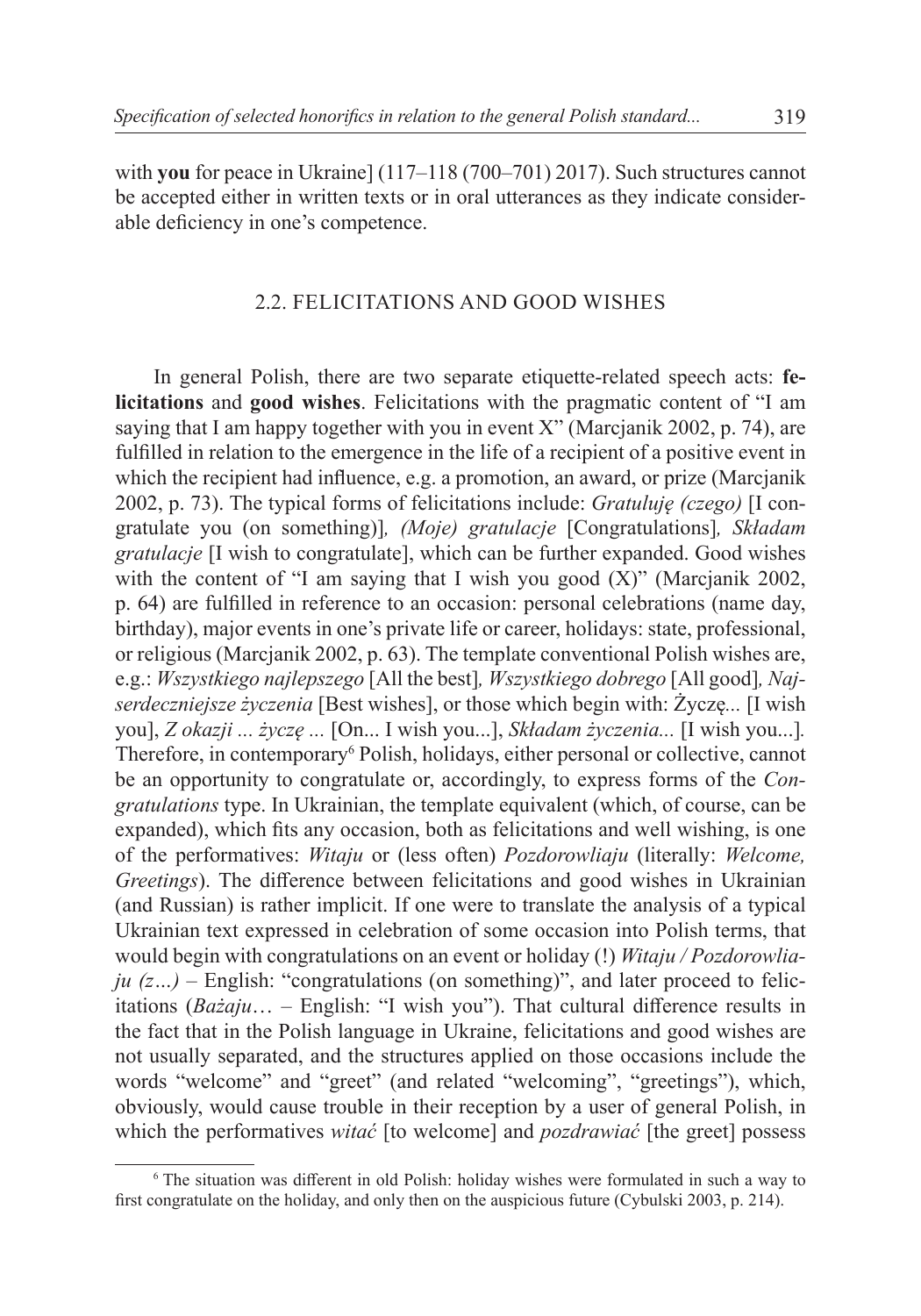with **you** for peace in Ukraine] (117–118 (700–701) 2017). Such structures cannot be accepted either in written texts or in oral utterances as they indicate considerable deficiency in one's competence.

### 2.2. FELICITATIONS AND GOOD WISHES

In general Polish, there are two separate etiquette-related speech acts: **felicitations** and **good wishes**. Felicitations with the pragmatic content of "I am saying that I am happy together with you in event X" (Marcjanik 2002, p. 74), are fulfilled in relation to the emergence in the life of a recipient of a positive event in which the recipient had influence, e.g. a promotion, an award, or prize (Marcjanik 2002, p. 73). The typical forms of felicitations include: *Gratuluję (czego)* [I congratulate you (on something)]*, (Moje) gratulacje* [Congratulations]*, Składam gratulacje* [I wish to congratulate], which can be further expanded. Good wishes with the content of "I am saying that I wish you good (X)" (Marcjanik 2002, p. 64) are fulfilled in reference to an occasion: personal celebrations (name day, birthday), major events in one's private life or career, holidays: state, professional, or religious (Marcjanik 2002, p. 63). The template conventional Polish wishes are, e.g.: *Wszystkiego najlepszego* [All the best]*, Wszystkiego dobrego* [All good]*, Najserdeczniejsze życzenia* [Best wishes], or those which begin with: Życzę... [I wish you], *Z okazji ... życzę ...* [On... I wish you...], *Składam życzenia...* [I wish you...]. Therefore, in contemporary[6] Polish, holidays, either personal or collective, cannot be an opportunity to congratulate or, accordingly, to express forms of the *Congratulations* type. In Ukrainian, the template equivalent (which, of course, can be expanded), which fits any occasion, both as felicitations and well wishing, is one of the performatives: *Witaju* or (less often) *Pozdorowliaju* (literally: *Welcome, Greetings*). The difference between felicitations and good wishes in Ukrainian (and Russian) is rather implicit. If one were to translate the analysis of a typical Ukrainian text expressed in celebration of some occasion into Polish terms, that would begin with congratulations on an event or holiday (!) *Witaju / Pozdorowliaju (z…)* – English: "congratulations (on something)", and later proceed to felicitations (*Bażaju*… – English: "I wish you"). That cultural difference results in the fact that in the Polish language in Ukraine, felicitations and good wishes are not usually separated, and the structures applied on those occasions include the words "welcome" and "greet" (and related "welcoming", "greetings"), which, obviously, would cause trouble in their reception by a user of general Polish, in which the performatives *witać* [to welcome] and *pozdrawiać* [the greet] possess

[6] The situation was different in old Polish: holiday wishes were formulated in such a way to first congratulate on the holiday, and only then on the auspicious future (Cybulski 2003, p. 214).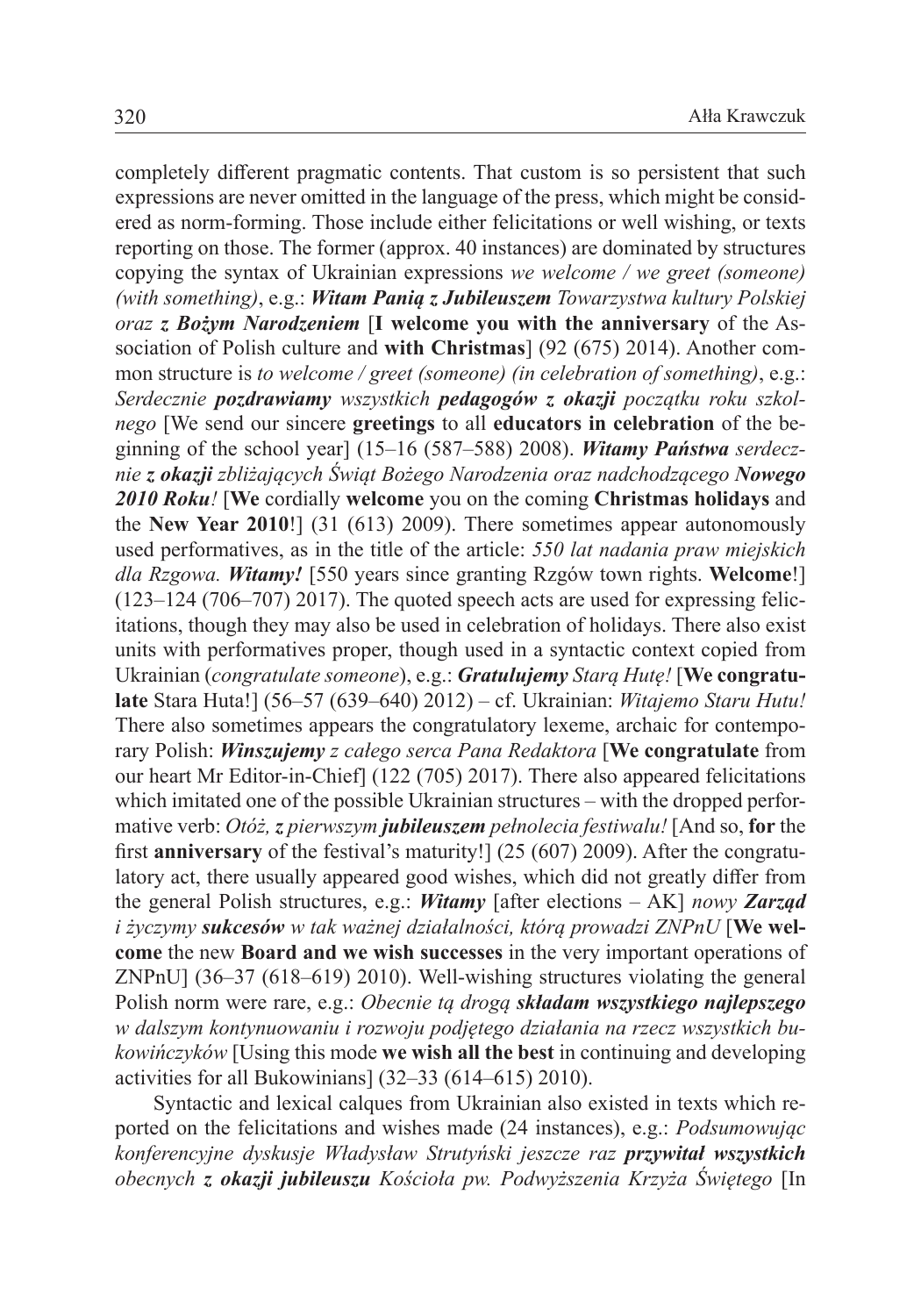completely different pragmatic contents. That custom is so persistent that such expressions are never omitted in the language of the press, which might be considered as norm-forming. Those include either felicitations or well wishing, or texts reporting on those. The former (approx. 40 instances) are dominated by structures copying the syntax of Ukrainian expressions *we welcome / we greet (someone) (with something)*, e.g.: ***Witam Panią z Jubileuszem** Towarzystwa kultury Polskiej oraz **z Bożym Narodzeniem*** [**I welcome you with the anniversary** of the Association of Polish culture and **with Christmas**] (92 (675) 2014). Another common structure is *to welcome / greet (someone) (in celebration of something)*, e.g.: *Serdecznie **pozdrawiamy** wszystkich **pedagogów z okazji** początku roku szkolnego* [We send our sincere **greetings** to all **educators in celebration** of the beginning of the school year] (15–16 (587–588) 2008). ***Witamy Państwa** serdecznie **z okazji** zbliżających Świąt Bożego Narodzenia oraz nadchodzącego **Nowego 2010 Roku**!* [**We** cordially **welcome** you on the coming **Christmas holidays** and the **New Year 2010**!] (31 (613) 2009). There sometimes appear autonomously used performatives, as in the title of the article: *550 lat nadania praw miejskich dla Rzgowa. **Witamy!*** [550 years since granting Rzgów town rights. **Welcome**!] (123–124 (706–707) 2017). The quoted speech acts are used for expressing felicitations, though they may also be used in celebration of holidays. There also exist units with performatives proper, though used in a syntactic context copied from Ukrainian (*congratulate someone*), e.g.: ***Gratulujemy** Starą Hutę!* [**We congratulate** Stara Huta!] (56–57 (639–640) 2012) – cf. Ukrainian: *Witajemo Staru Hutu!* There also sometimes appears the congratulatory lexeme, archaic for contemporary Polish: ***Winszujemy** z całego serca Pana Redaktora* [**We congratulate** from our heart Mr Editor-in-Chief] (122 (705) 2017). There also appeared felicitations which imitated one of the possible Ukrainian structures – with the dropped performative verb: *Otóż, **z** pierwszym **jubileuszem** pełnolecia festiwalu!* [And so, **for** the first **anniversary** of the festival's maturity!] (25 (607) 2009). After the congratulatory act, there usually appeared good wishes, which did not greatly differ from the general Polish structures, e.g.: ***Witamy*** [after elections – AK] *nowy **Zarząd** i życzymy **sukcesów** w tak ważnej działalności, którą prowadzi ZNPnU* [**We welcome** the new **Board and we wish successes** in the very important operations of ZNPnU] (36–37 (618–619) 2010). Well-wishing structures violating the general Polish norm were rare, e.g.: *Obecnie tą drogą **składam wszystkiego najlepszego** w dalszym kontynuowaniu i rozwoju podjętego działania na rzecz wszystkich bukowińczyków* [Using this mode **we wish all the best** in continuing and developing activities for all Bukowinians] (32–33 (614–615) 2010).

Syntactic and lexical calques from Ukrainian also existed in texts which reported on the felicitations and wishes made (24 instances), e.g.: *Podsumowując konferencyjne dyskusje Władysław Strutyński jeszcze raz **przywitał wszystkich** obecnych **z okazji jubileuszu** Kościoła pw. Podwyższenia Krzyża Świętego* [In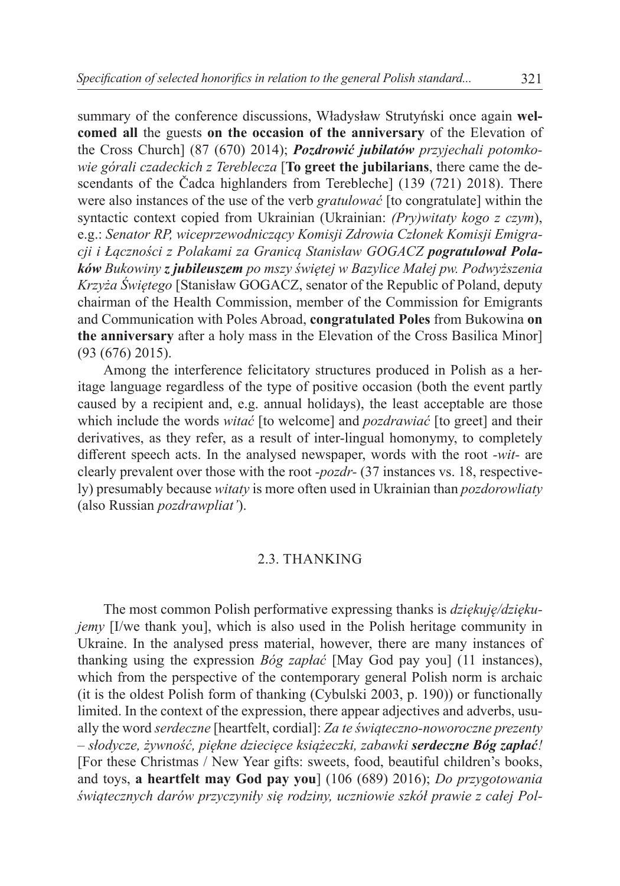summary of the conference discussions, Władysław Strutyński once again **welcomed all** the guests **on the occasion of the anniversary** of the Elevation of the Cross Church] (87 (670) 2014); ***Pozdrowić jubilatów*** *przyjechali potomkowie górali czadeckich z Tereblecza* [**To greet the jubilarians**, there came the descendants of the Čadca highlanders from Terebleche] (139 (721) 2018). There were also instances of the use of the verb *gratulować* [to congratulate] within the syntactic context copied from Ukrainian (Ukrainian: *(Pry)witaty kogo z czym*), e.g.: *Senator RP, wiceprzewodniczący Komisji Zdrowia Członek Komisji Emigracji i Łączności z Polakami za Granicą Stanisław GOGACZ* ***pogratulował Polaków*** *Bukowiny* ***z jubileuszem*** *po mszy świętej w Bazylice Małej pw. Podwyższenia Krzyża Świętego* [Stanisław GOGACZ, senator of the Republic of Poland, deputy chairman of the Health Commission, member of the Commission for Emigrants and Communication with Poles Abroad, **congratulated Poles** from Bukowina **on the anniversary** after a holy mass in the Elevation of the Cross Basilica Minor] (93 (676) 2015).

Among the interference felicitatory structures produced in Polish as a heritage language regardless of the type of positive occasion (both the event partly caused by a recipient and, e.g. annual holidays), the least acceptable are those which include the words *witać* [to welcome] and *pozdrawiać* [to greet] and their derivatives, as they refer, as a result of inter-lingual homonymy, to completely different speech acts. In the analysed newspaper, words with the root *-wit-* are clearly prevalent over those with the root *-pozdr-* (37 instances vs. 18, respectively) presumably because *witaty* is more often used in Ukrainian than *pozdorowliaty* (also Russian *pozdrawpliat'*).

### 2.3. THANKING

The most common Polish performative expressing thanks is *dziękuję/dziękujemy* [I/we thank you], which is also used in the Polish heritage community in Ukraine. In the analysed press material, however, there are many instances of thanking using the expression *Bóg zapłać* [May God pay you] (11 instances), which from the perspective of the contemporary general Polish norm is archaic (it is the oldest Polish form of thanking (Cybulski 2003, p. 190)) or functionally limited. In the context of the expression, there appear adjectives and adverbs, usually the word *serdeczne* [heartfelt, cordial]: *Za te świąteczno-noworoczne prezenty – słodycze, żywność, piękne dziecięce książeczki, zabawki* ***serdeczne Bóg zapłać****!* [For these Christmas / New Year gifts: sweets, food, beautiful children's books, and toys, **a heartfelt may God pay you**] (106 (689) 2016); *Do przygotowania świątecznych darów przyczyniły się rodziny, uczniowie szkół prawie z całej Pol-*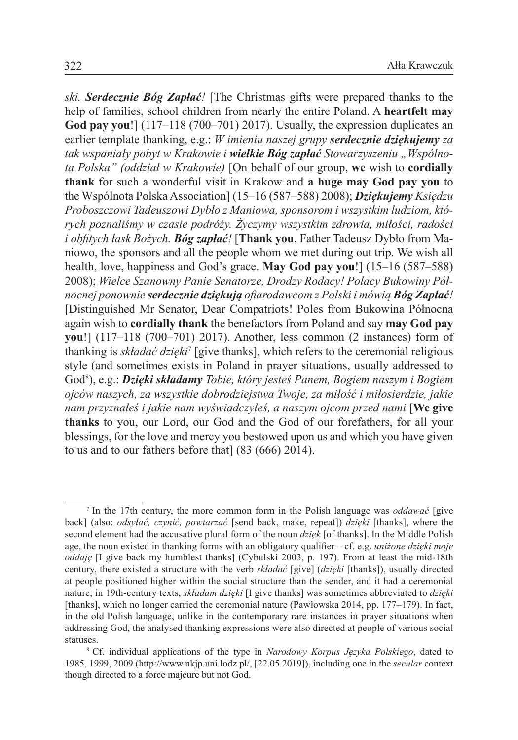*ski.* ***Serdecznie Bóg Zapłać****!* [The Christmas gifts were prepared thanks to the help of families, school children from nearly the entire Poland. A **heartfelt may God pay you**!] (117–118 (700–701) 2017). Usually, the expression duplicates an earlier template thanking, e.g.: *W imieniu naszej grupy* ***serdecznie dziękujemy*** *za tak wspaniały pobyt w Krakowie i* ***wielkie Bóg zapłać*** *Stowarzyszeniu „Wspólnota Polska" (oddział w Krakowie)* [On behalf of our group, **we** wish to **cordially thank** for such a wonderful visit in Krakow and **a huge may God pay you** to the Wspólnota Polska Association] (15–16 (587–588) 2008); ***Dziękujemy*** *Księdzu Proboszczowi Tadeuszowi Dybło z Maniowa, sponsorom i wszystkim ludziom, których poznaliśmy w czasie podróży. Życzymy wszystkim zdrowia, miłości, radości i obfitych łask Bożych.* ***Bóg zapłać****!* [**Thank you**, Father Tadeusz Dybło from Maniowo, the sponsors and all the people whom we met during out trip. We wish all health, love, happiness and God's grace. **May God pay you**!] (15–16 (587–588) 2008); *Wielce Szanowny Panie Senatorze, Drodzy Rodacy! Polacy Bukowiny Północnej ponownie* ***serdecznie dziękują*** *ofiarodawcom z Polski i mówią* ***Bóg Zapłać****!* [Distinguished Mr Senator, Dear Compatriots! Poles from Bukowina Północna again wish to **cordially thank** the benefactors from Poland and say **may God pay you**!] (117–118 (700–701) 2017). Another, less common (2 instances) form of thanking is *składać dzięki*[7] [give thanks], which refers to the ceremonial religious style (and sometimes exists in Poland in prayer situations, usually addressed to God[8]), e.g.: ***Dzięki składamy*** *Tobie, który jesteś Panem, Bogiem naszym i Bogiem ojców naszych, za wszystkie dobrodziejstwa Twoje, za miłość i miłosierdzie, jakie nam przyznałeś i jakie nam wyświadczyłeś, a naszym ojcom przed nami* [**We give thanks** to you, our Lord, our God and the God of our forefathers, for all your blessings, for the love and mercy you bestowed upon us and which you have given to us and to our fathers before that] (83 (666) 2014).

---

[7] In the 17th century, the more common form in the Polish language was *oddawać* [give back] (also: *odsyłać, czynić, powtarzać* [send back, make, repeat]) *dzięki* [thanks], where the second element had the accusative plural form of the noun *dzięk* [of thanks]. In the Middle Polish age, the noun existed in thanking forms with an obligatory qualifier – cf. e.g. *uniżone dzięki moje oddaję* [I give back my humblest thanks] (Cybulski 2003, p. 197). From at least the mid-18th century, there existed a structure with the verb *składać* [give] (*dzięki* [thanks]), usually directed at people positioned higher within the social structure than the sender, and it had a ceremonial nature; in 19th-century texts, *składam dzięki* [I give thanks] was sometimes abbreviated to *dzięki* [thanks], which no longer carried the ceremonial nature (Pawłowska 2014, pp. 177–179). In fact, in the old Polish language, unlike in the contemporary rare instances in prayer situations when addressing God, the analysed thanking expressions were also directed at people of various social statuses.

[8] Cf. individual applications of the type in *Narodowy Korpus Języka Polskiego*, dated to 1985, 1999, 2009 (http://www.nkjp.uni.lodz.pl/, [22.05.2019]), including one in the *secular* context though directed to a force majeure but not God.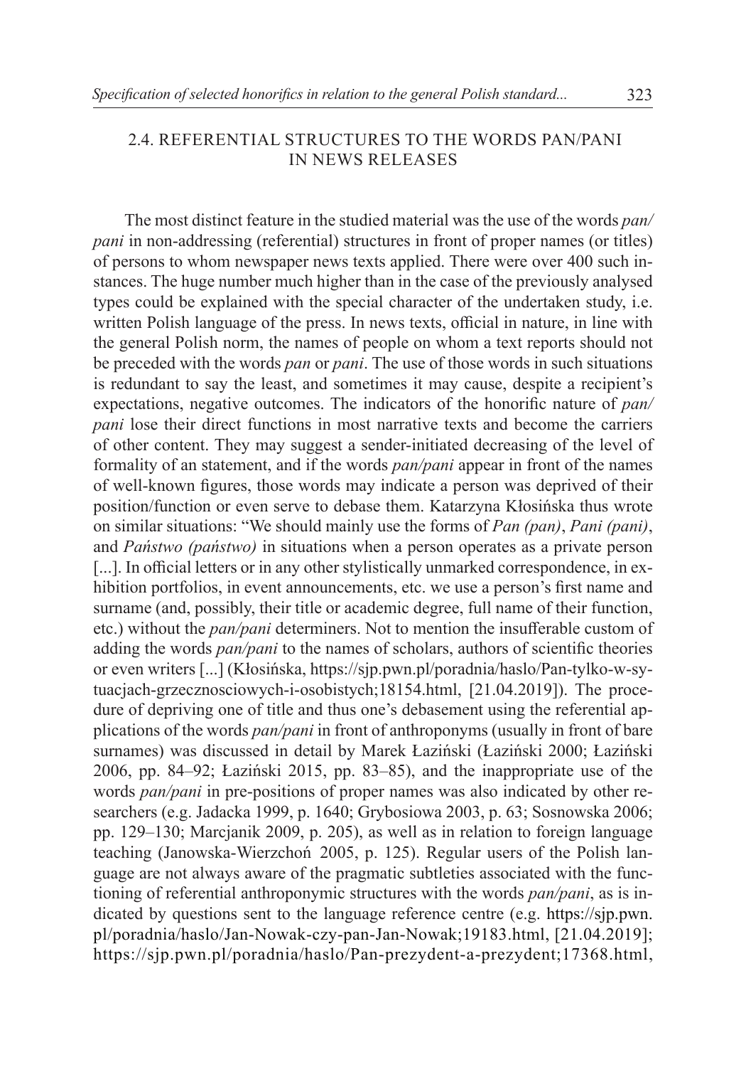## 2.4. REFERENTIAL STRUCTURES TO THE WORDS PAN/PANI IN NEWS RELEASES

The most distinct feature in the studied material was the use of the words *pan/pani* in non-addressing (referential) structures in front of proper names (or titles) of persons to whom newspaper news texts applied. There were over 400 such instances. The huge number much higher than in the case of the previously analysed types could be explained with the special character of the undertaken study, i.e. written Polish language of the press. In news texts, official in nature, in line with the general Polish norm, the names of people on whom a text reports should not be preceded with the words *pan* or *pani*. The use of those words in such situations is redundant to say the least, and sometimes it may cause, despite a recipient's expectations, negative outcomes. The indicators of the honorific nature of *pan/pani* lose their direct functions in most narrative texts and become the carriers of other content. They may suggest a sender-initiated decreasing of the level of formality of an statement, and if the words *pan/pani* appear in front of the names of well-known figures, those words may indicate a person was deprived of their position/function or even serve to debase them. Katarzyna Kłosińska thus wrote on similar situations: "We should mainly use the forms of *Pan (pan)*, *Pani (pani)*, and *Państwo (państwo)* in situations when a person operates as a private person [...]. In official letters or in any other stylistically unmarked correspondence, in exhibition portfolios, in event announcements, etc. we use a person's first name and surname (and, possibly, their title or academic degree, full name of their function, etc.) without the *pan/pani* determiners. Not to mention the insufferable custom of adding the words *pan/pani* to the names of scholars, authors of scientific theories or even writers [...] (Kłosińska, https://sjp.pwn.pl/poradnia/haslo/Pan-tylko-w-sytuacjach-grzecznosciowych-i-osobistych;18154.html, [21.04.2019]). The procedure of depriving one of title and thus one's debasement using the referential applications of the words *pan/pani* in front of anthroponyms (usually in front of bare surnames) was discussed in detail by Marek Łaziński (Łaziński 2000; Łaziński 2006, pp. 84–92; Łaziński 2015, pp. 83–85), and the inappropriate use of the words *pan/pani* in pre-positions of proper names was also indicated by other researchers (e.g. Jadacka 1999, p. 1640; Grybosiowa 2003, p. 63; Sosnowska 2006; pp. 129–130; Marcjanik 2009, p. 205), as well as in relation to foreign language teaching (Janowska-Wierzchoń 2005, p. 125). Regular users of the Polish language are not always aware of the pragmatic subtleties associated with the functioning of referential anthroponymic structures with the words *pan/pani*, as is indicated by questions sent to the language reference centre (e.g. https://sjp.pwn.pl/poradnia/haslo/Jan-Nowak-czy-pan-Jan-Nowak;19183.html, [21.04.2019]; https://sjp.pwn.pl/poradnia/haslo/Pan-prezydent-a-prezydent;17368.html,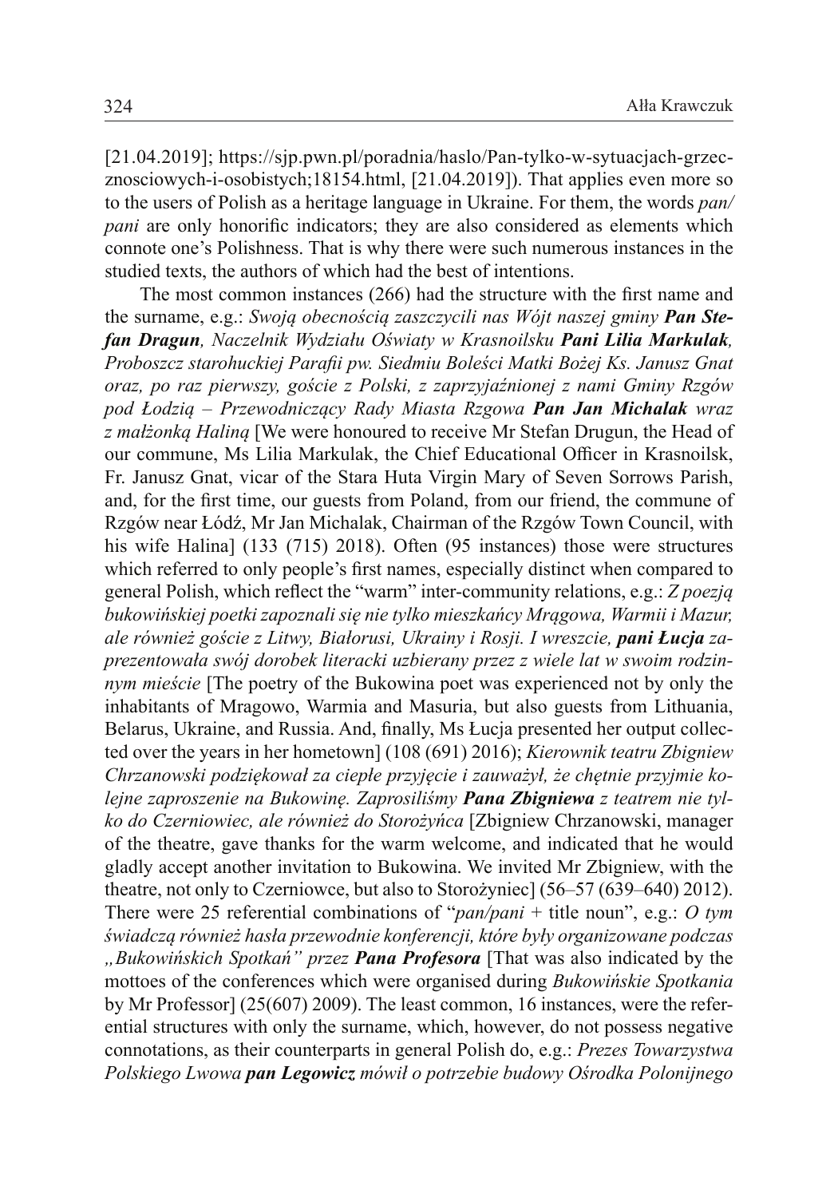[21.04.2019]; https://sjp.pwn.pl/poradnia/haslo/Pan-tylko-w-sytuacjach-grzecznosciowych-i-osobistych;18154.html, [21.04.2019]). That applies even more so to the users of Polish as a heritage language in Ukraine. For them, the words *pan/pani* are only honorific indicators; they are also considered as elements which connote one's Polishness. That is why there were such numerous instances in the studied texts, the authors of which had the best of intentions.

The most common instances (266) had the structure with the first name and the surname, e.g.: *Swoją obecnością zaszczycili nas Wójt naszej gminy **Pan Stefan Dragun**, Naczelnik Wydziału Oświaty w Krasnoilsku **Pani Lilia Markulak**, Proboszcz starohuckiej Parafii pw. Siedmiu Boleści Matki Bożej Ks. Janusz Gnat oraz, po raz pierwszy, goście z Polski, z zaprzyjaźnionej z nami Gminy Rzgów pod Łodzią – Przewodniczący Rady Miasta Rzgowa **Pan Jan Michalak** wraz z małżonką Haliną* [We were honoured to receive Mr Stefan Drugun, the Head of our commune, Ms Lilia Markulak, the Chief Educational Officer in Krasnoilsk, Fr. Janusz Gnat, vicar of the Stara Huta Virgin Mary of Seven Sorrows Parish, and, for the first time, our guests from Poland, from our friend, the commune of Rzgów near Łódź, Mr Jan Michalak, Chairman of the Rzgów Town Council, with his wife Halina] (133 (715) 2018). Often (95 instances) those were structures which referred to only people's first names, especially distinct when compared to general Polish, which reflect the "warm" inter-community relations, e.g.: *Z poezją bukowińskiej poetki zapoznali się nie tylko mieszkańcy Mrągowa, Warmii i Mazur, ale również goście z Litwy, Białorusi, Ukrainy i Rosji. I wreszcie, **pani Łucja** zaprezentowała swój dorobek literacki uzbierany przez z wiele lat w swoim rodzinnym mieście* [The poetry of the Bukowina poet was experienced not by only the inhabitants of Mragowo, Warmia and Masuria, but also guests from Lithuania, Belarus, Ukraine, and Russia. And, finally, Ms Łucja presented her output collected over the years in her hometown] (108 (691) 2016); *Kierownik teatru Zbigniew Chrzanowski podziękował za ciepłe przyjęcie i zauważył, że chętnie przyjmie kolejne zaproszenie na Bukowinę. Zaprosiliśmy **Pana Zbigniewa** z teatrem nie tylko do Czerniowiec, ale również do Storożyńca* [Zbigniew Chrzanowski, manager of the theatre, gave thanks for the warm welcome, and indicated that he would gladly accept another invitation to Bukowina. We invited Mr Zbigniew, with the theatre, not only to Czerniowce, but also to Storożyniec] (56–57 (639–640) 2012). There were 25 referential combinations of "*pan/pani* + title noun", e.g.: *O tym świadczą również hasła przewodnie konferencji, które były organizowane podczas „Bukowińskich Spotkań" przez **Pana Profesora*** [That was also indicated by the mottoes of the conferences which were organised during *Bukowińskie Spotkania* by Mr Professor] (25(607) 2009). The least common, 16 instances, were the referential structures with only the surname, which, however, do not possess negative connotations, as their counterparts in general Polish do, e.g.: *Prezes Towarzystwa Polskiego Lwowa **pan Legowicz** mówił o potrzebie budowy Ośrodka Polonijnego*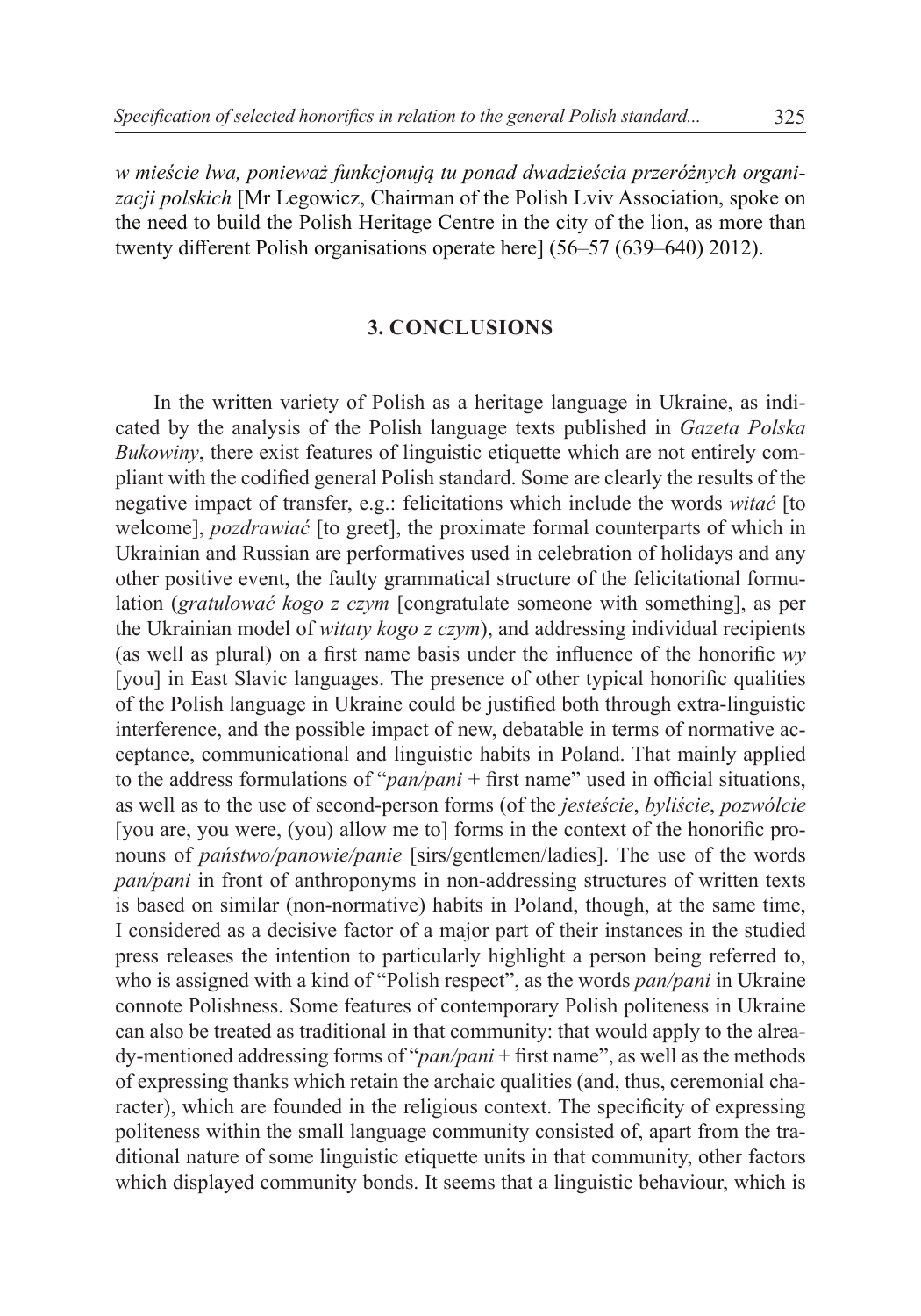*w mieście lwa, ponieważ funkcjonują tu ponad dwadzieścia przeróżnych organizacji polskich* [Mr Legowicz, Chairman of the Polish Lviv Association, spoke on the need to build the Polish Heritage Centre in the city of the lion, as more than twenty different Polish organisations operate here] (56–57 (639–640) 2012).

## 3. CONCLUSIONS

In the written variety of Polish as a heritage language in Ukraine, as indicated by the analysis of the Polish language texts published in *Gazeta Polska Bukowiny*, there exist features of linguistic etiquette which are not entirely compliant with the codified general Polish standard. Some are clearly the results of the negative impact of transfer, e.g.: felicitations which include the words *witać* [to welcome], *pozdrawiać* [to greet], the proximate formal counterparts of which in Ukrainian and Russian are performatives used in celebration of holidays and any other positive event, the faulty grammatical structure of the felicitational formulation (*gratulować kogo z czym* [congratulate someone with something], as per the Ukrainian model of *witaty kogo z czym*), and addressing individual recipients (as well as plural) on a first name basis under the influence of the honorific *wy* [you] in East Slavic languages. The presence of other typical honorific qualities of the Polish language in Ukraine could be justified both through extra-linguistic interference, and the possible impact of new, debatable in terms of normative acceptance, communicational and linguistic habits in Poland. That mainly applied to the address formulations of "*pan/pani* + first name" used in official situations, as well as to the use of second-person forms (of the *jesteście*, *byliście*, *pozwólcie* [you are, you were, (you) allow me to] forms in the context of the honorific pronouns of *państwo/panowie/panie* [sirs/gentlemen/ladies]. The use of the words *pan/pani* in front of anthroponyms in non-addressing structures of written texts is based on similar (non-normative) habits in Poland, though, at the same time, I considered as a decisive factor of a major part of their instances in the studied press releases the intention to particularly highlight a person being referred to, who is assigned with a kind of "Polish respect", as the words *pan/pani* in Ukraine connote Polishness. Some features of contemporary Polish politeness in Ukraine can also be treated as traditional in that community: that would apply to the already-mentioned addressing forms of "*pan/pani* + first name", as well as the methods of expressing thanks which retain the archaic qualities (and, thus, ceremonial character), which are founded in the religious context. The specificity of expressing politeness within the small language community consisted of, apart from the traditional nature of some linguistic etiquette units in that community, other factors which displayed community bonds. It seems that a linguistic behaviour, which is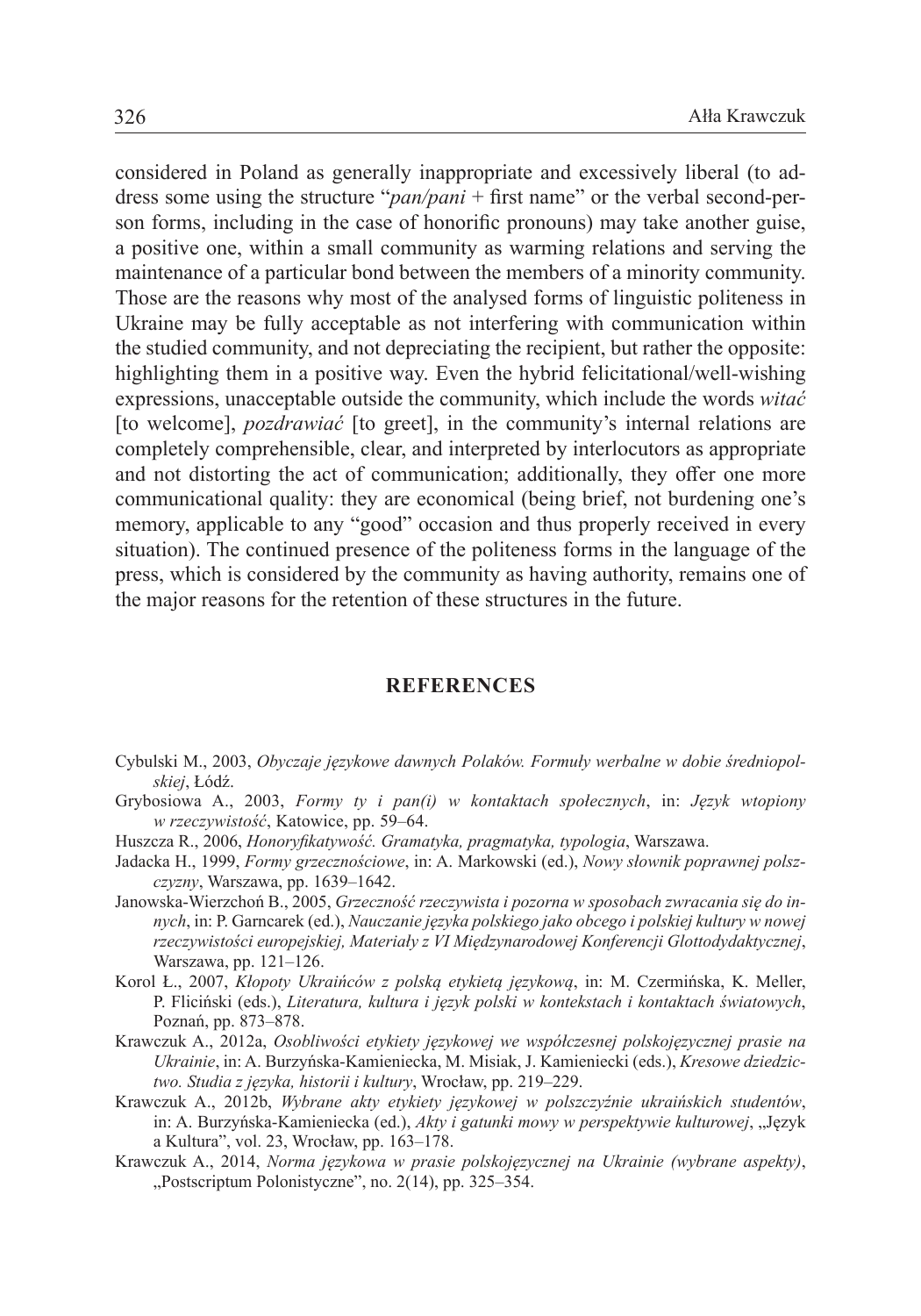considered in Poland as generally inappropriate and excessively liberal (to address some using the structure "*pan/pani* + first name" or the verbal second-person forms, including in the case of honorific pronouns) may take another guise, a positive one, within a small community as warming relations and serving the maintenance of a particular bond between the members of a minority community. Those are the reasons why most of the analysed forms of linguistic politeness in Ukraine may be fully acceptable as not interfering with communication within the studied community, and not depreciating the recipient, but rather the opposite: highlighting them in a positive way. Even the hybrid felicitational/well-wishing expressions, unacceptable outside the community, which include the words *witać* [to welcome], *pozdrawiać* [to greet], in the community's internal relations are completely comprehensible, clear, and interpreted by interlocutors as appropriate and not distorting the act of communication; additionally, they offer one more communicational quality: they are economical (being brief, not burdening one's memory, applicable to any "good" occasion and thus properly received in every situation). The continued presence of the politeness forms in the language of the press, which is considered by the community as having authority, remains one of the major reasons for the retention of these structures in the future.

## REFERENCES

Cybulski M., 2003, *Obyczaje językowe dawnych Polaków. Formuły werbalne w dobie średniopolskiej*, Łódź.

Grybosiowa A., 2003, *Formy ty i pan(i) w kontaktach społecznych*, in: *Język wtopiony w rzeczywistość*, Katowice, pp. 59–64.

Huszcza R., 2006, *Honoryfikatywność. Gramatyka, pragmatyka, typologia*, Warszawa.

Jadacka H., 1999, *Formy grzecznościowe*, in: A. Markowski (ed.), *Nowy słownik poprawnej polszczyzny*, Warszawa, pp. 1639–1642.

Janowska-Wierzchoń B., 2005, *Grzeczność rzeczywista i pozorna w sposobach zwracania się do innych*, in: P. Garncarek (ed.), *Nauczanie języka polskiego jako obcego i polskiej kultury w nowej rzeczywistości europejskiej, Materiały z VI Międzynarodowej Konferencji Glottodydaktycznej*, Warszawa, pp. 121–126.

Korol Ł., 2007, *Kłopoty Ukraińców z polską etykietą językową*, in: M. Czermińska, K. Meller, P. Fliciński (eds.), *Literatura, kultura i język polski w kontekstach i kontaktach światowych*, Poznań, pp. 873–878.

Krawczuk A., 2012a, *Osobliwości etykiety językowej we współczesnej polskojęzycznej prasie na Ukrainie*, in: A. Burzyńska-Kamieniecka, M. Misiak, J. Kamieniecki (eds.), *Kresowe dziedzictwo. Studia z języka, historii i kultury*, Wrocław, pp. 219–229.

Krawczuk A., 2012b, *Wybrane akty etykiety językowej w polszczyźnie ukraińskich studentów*, in: A. Burzyńska-Kamieniecka (ed.), *Akty i gatunki mowy w perspektywie kulturowej*, „Język a Kultura", vol. 23, Wrocław, pp. 163–178.

Krawczuk A., 2014, *Norma językowa w prasie polskojęzycznej na Ukrainie (wybrane aspekty)*, „Postscriptum Polonistyczne", no. 2(14), pp. 325–354.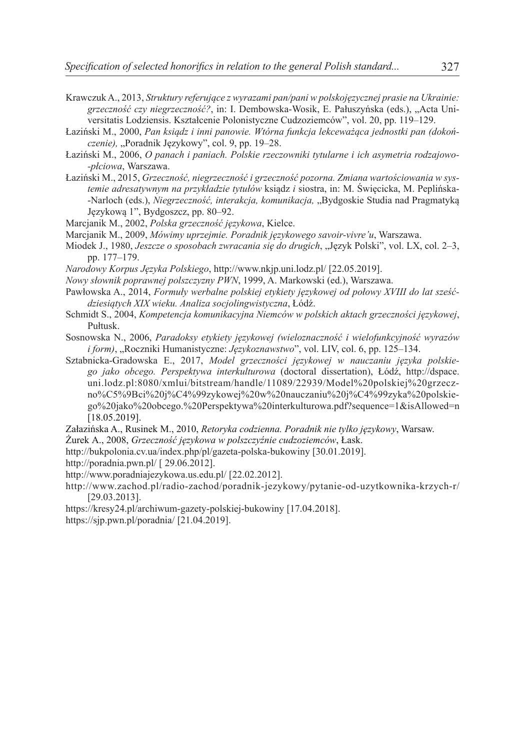Krawczuk A., 2013, *Struktury referujące z wyrazami pan/pani w polskojęzycznej prasie na Ukrainie: grzeczność czy niegrzeczność?*, in: I. Dembowska-Wosik, E. Pałuszyńska (eds.), „Acta Universitatis Lodziensis. Kształcenie Polonistyczne Cudzoziemców", vol. 20, pp. 119–129.

Łaziński M., 2000, *Pan ksiądz i inni panowie. Wtórna funkcja lekceważąca jednostki pan (dokończenie),* „Poradnik Językowy", col. 9, pp. 19–28.

Łaziński M., 2006, *O panach i paniach. Polskie rzeczowniki tytularne i ich asymetria rodzajowo-płciowa*, Warszawa.

Łaziński M., 2015, *Grzeczność, niegrzeczność i grzeczność pozorna. Zmiana wartościowania w systemie adresatywnym na przykładzie tytułów* ksiądz *i* siostra, in: M. Święcicka, M. Peplińska-Narloch (eds.), *Niegrzeczność, interakcja, komunikacja,* „Bydgoskie Studia nad Pragmatyką Językową 1", Bydgoszcz, pp. 80–92.

Marcjanik M., 2002, *Polska grzeczność językowa*, Kielce.

Marcjanik M., 2009, *Mówimy uprzejmie. Poradnik językowego savoir-vivre'u*, Warszawa.

Miodek J., 1980, *Jeszcze o sposobach zwracania się do drugich*, „Język Polski", vol. LX, col. 2–3, pp. 177–179.

*Narodowy Korpus Języka Polskiego*, http://www.nkjp.uni.lodz.pl/ [22.05.2019].

*Nowy słownik poprawnej polszczyzny PWN*, 1999, A. Markowski (ed.), Warszawa.

Pawłowska A., 2014, *Formuły werbalne polskiej etykiety językowej od połowy XVIII do lat sześćdziesiątych XIX wieku. Analiza socjolingwistyczna*, Łódź.

Schmidt S., 2004, *Kompetencja komunikacyjna Niemców w polskich aktach grzeczności językowej*, Pułtusk.

Sosnowska N., 2006, *Paradoksy etykiety językowej (wieloznaczność i wielofunkcyjność wyrazów i form)*, „Roczniki Humanistyczne: *Językoznawstwo*", vol. LIV, col. 6, pp. 125–134.

Sztabnicka-Gradowska E., 2017, *Model grzeczności językowej w nauczaniu języka polskiego jako obcego. Perspektywa interkulturowa* (doctoral dissertation), Łódź, http://dspace.uni.lodz.pl:8080/xmlui/bitstream/handle/11089/22939/Model%20polskiej%20grzeczno%C5%9Bci%20j%C4%99zykowej%20w%20nauczaniu%20j%C4%99zyka%20polskiego%20jako%20obcego.%20Perspektywa%20interkulturowa.pdf?sequence=1&isAllowed=n [18.05.2019].

Załazińska A., Rusinek M., 2010, *Retoryka codzienna. Poradnik nie tylko językowy*, Warsaw.

Żurek A., 2008, *Grzeczność językowa w polszczyźnie cudzoziemców*, Łask.

http://bukpolonia.cv.ua/index.php/pl/gazeta-polska-bukowiny [30.01.2019].

http://poradnia.pwn.pl/ [ 29.06.2012].

http://www.poradniajezykowa.us.edu.pl/ [22.02.2012].

http://www.zachod.pl/radio-zachod/poradnik-jezykowy/pytanie-od-uzytkownika-krzych-r/ [29.03.2013].

https://kresy24.pl/archiwum-gazety-polskiej-bukowiny [17.04.2018].

https://sjp.pwn.pl/poradnia/ [21.04.2019].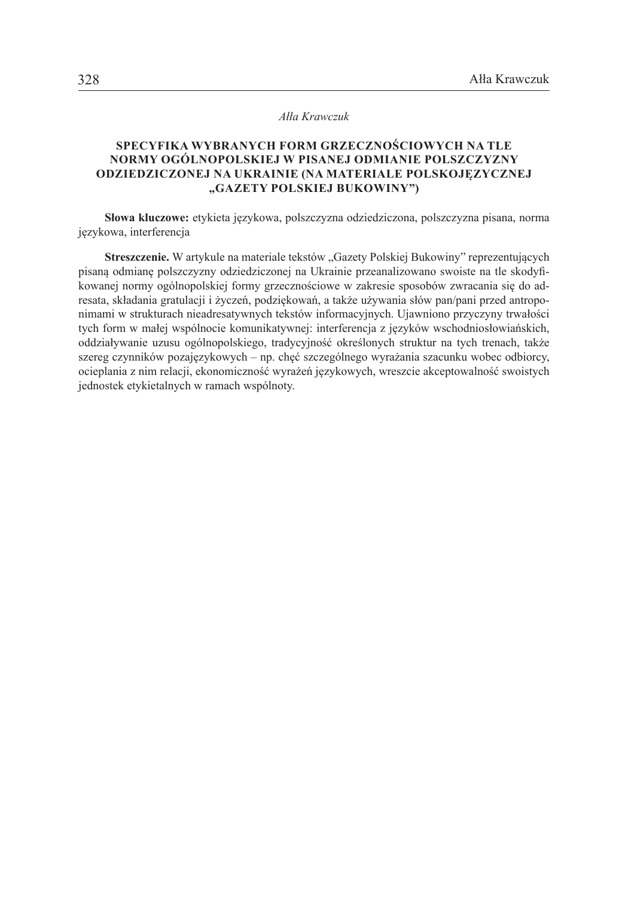*Ałła Krawczuk*

# SPECYFIKA WYBRANYCH FORM GRZECZNOŚCIOWYCH NA TLE NORMY OGÓLNOPOLSKIEJ W PISANEJ ODMIANIE POLSZCZYZNY ODZIEDZICZONEJ NA UKRAINIE (NA MATERIALE POLSKOJĘZYCZNEJ „GAZETY POLSKIEJ BUKOWINY")

**Słowa kluczowe:** etykieta językowa, polszczyzna odziedziczona, polszczyzna pisana, norma językowa, interferencja

**Streszczenie.** W artykule na materiale tekstów „Gazety Polskiej Bukowiny" reprezentujących pisaną odmianę polszczyzny odziedziczonej na Ukrainie przeanalizowano swoiste na tle skodyfikowanej normy ogólnopolskiej formy grzecznościowe w zakresie sposobów zwracania się do adresata, składania gratulacji i życzeń, podziękowań, a także używania słów pan/pani przed antroponimami w strukturach nieadresatywnych tekstów informacyjnych. Ujawniono przyczyny trwałości tych form w małej wspólnocie komunikatywnej: interferencja z języków wschodniosłowiańskich, oddziaływanie uzusu ogólnopolskiego, tradycyjność określonych struktur na tych trenach, także szereg czynników pozajęzykowych – np. chęć szczególnego wyrażania szacunku wobec odbiorcy, ocieplania z nim relacji, ekonomiczność wyrażeń językowych, wreszcie akceptowalność swoistych jednostek etykietalnych w ramach wspólnoty.